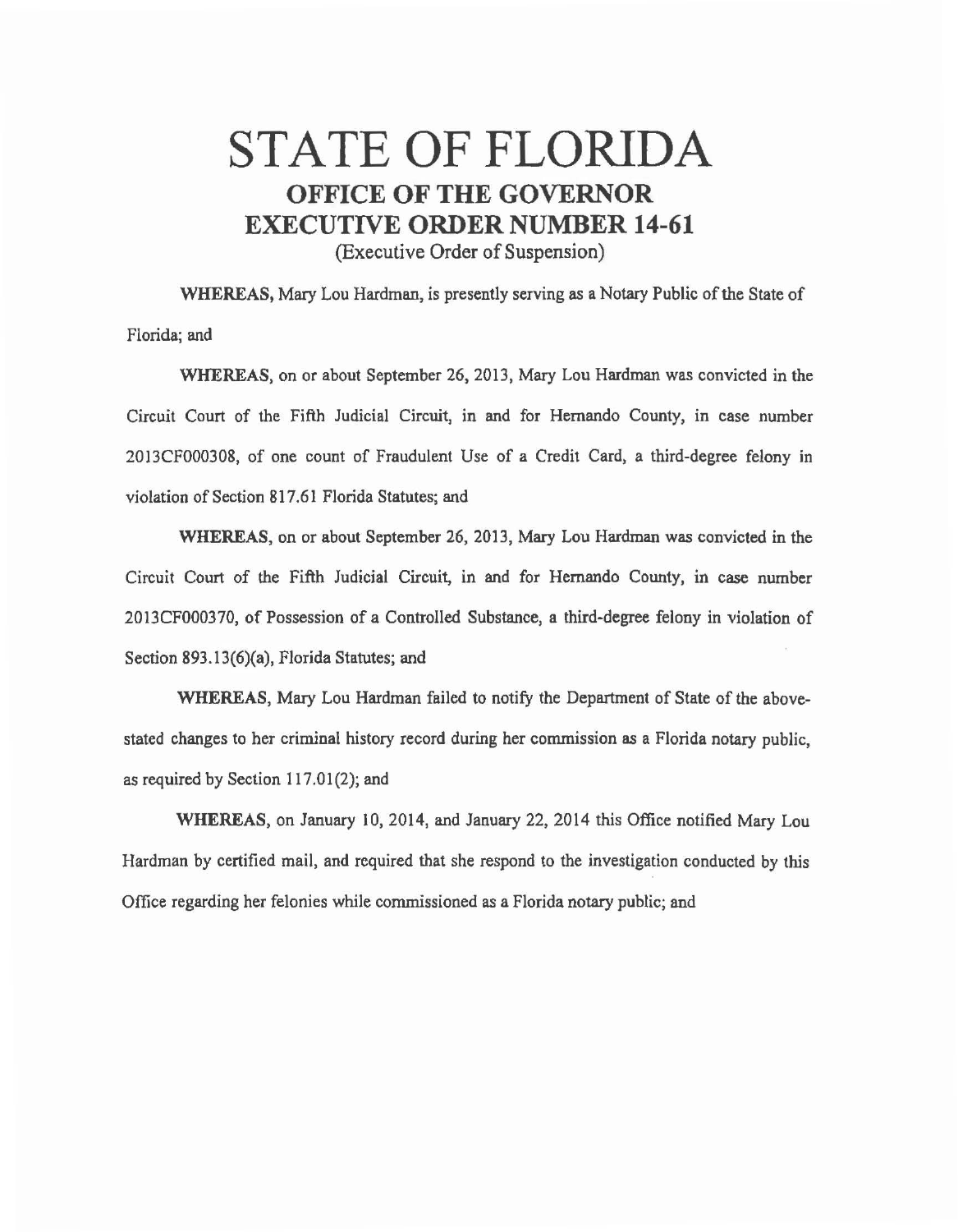# STATE OF FLORIDA

## OFFICE OF THE GOVERNOR

## EXECUTIVE ORDER NUMBER 14-61

(Executive Order of Suspension)

**WHEREAS,** Mary Lou Hardman, is presently serving as a Notary Public of the State of Florida; and

**WHEREAS,** on or about September 26, 2013, Mary Lou Hardman was convicted in the Circuit Court of the Fifth Judicial Circuit, in and for Hernando County, in case number 2013CF000308, of one count of Fraudulent Use of a Credit Card, a third-degree felony in violation of Section 817.61 Florida Statutes; and

**WHEREAS,** on or about September 26, 2013, Mary Lou Hardman was convicted in the Circuit Court of the Fifth Judicial Circuit, in and for Hernando County, in case number 2013CF000370, of Possession of a Controlled Substance, a third-degree felony in violation of Section 893.13(6)(a), Florida Statutes; and

**WHEREAS,** Mary Lou Hardman failed to notify the Department of State of the above-stated changes to her criminal history record during her commission as a Florida notary public, as required by Section 117.01(2); and

**WHEREAS,** on January 10, 2014, and January 22, 2014 this Office notified Mary Lou Hardman by certified mail, and required that she respond to the investigation conducted by this Office regarding her felonies while commissioned as a Florida notary public; and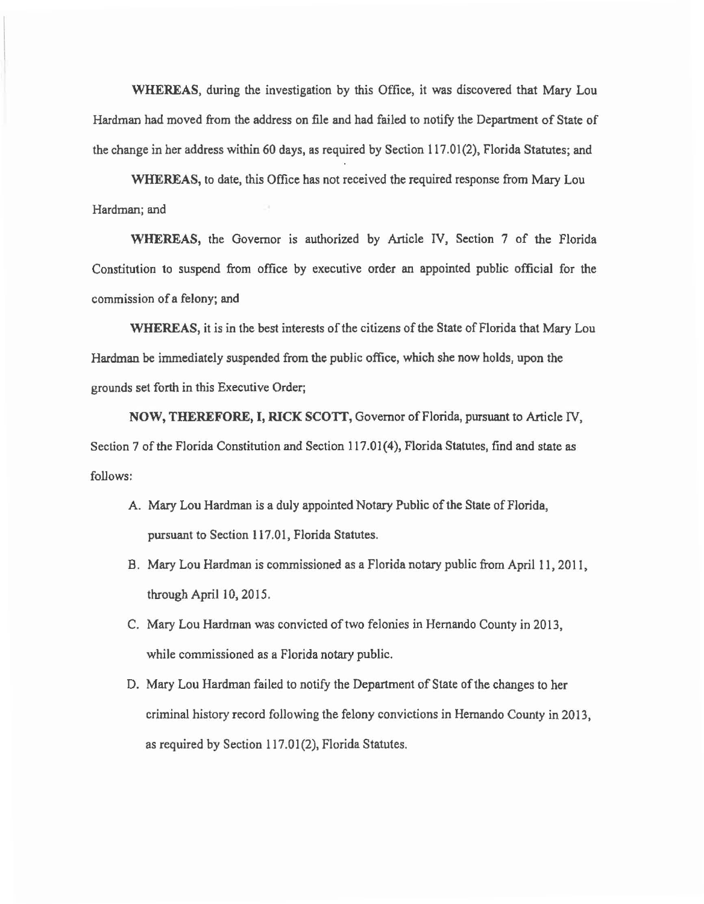**WHEREAS,** during the investigation by this Office, it was discovered that Mary Lou Hardman had moved from the address on file and had failed to notify the Department of State of the change in her address within 60 days, as required by Section 117.01(2), Florida Statutes; and

**WHEREAS,** to date, this Office has not received the required response from Mary Lou Hardman; and

**WHEREAS,** the Governor is authorized by Article IV, Section 7 of the Florida Constitution to suspend from office by executive order an appointed public official for the commission of a felony; and

**WHEREAS,** it is in the best interests of the citizens of the State of Florida that Mary Lou Hardman be immediately suspended from the public office, which she now holds, upon the grounds set forth in this Executive Order;

**NOW, THEREFORE, I, RICK SCOTT,** Governor of Florida, pursuant to Article IV, Section 7 of the Florida Constitution and Section 117.01(4), Florida Statutes, find and state as follows:

A. Mary Lou Hardman is a duly appointed Notary Public of the State of Florida, pursuant to Section 117.01, Florida Statutes.

B. Mary Lou Hardman is commissioned as a Florida notary public from April 11, 2011, through April 10, 2015.

C. Mary Lou Hardman was convicted of two felonies in Hernando County in 2013, while commissioned as a Florida notary public.

D. Mary Lou Hardman failed to notify the Department of State of the changes to her criminal history record following the felony convictions in Hernando County in 2013, as required by Section 117.01(2), Florida Statutes.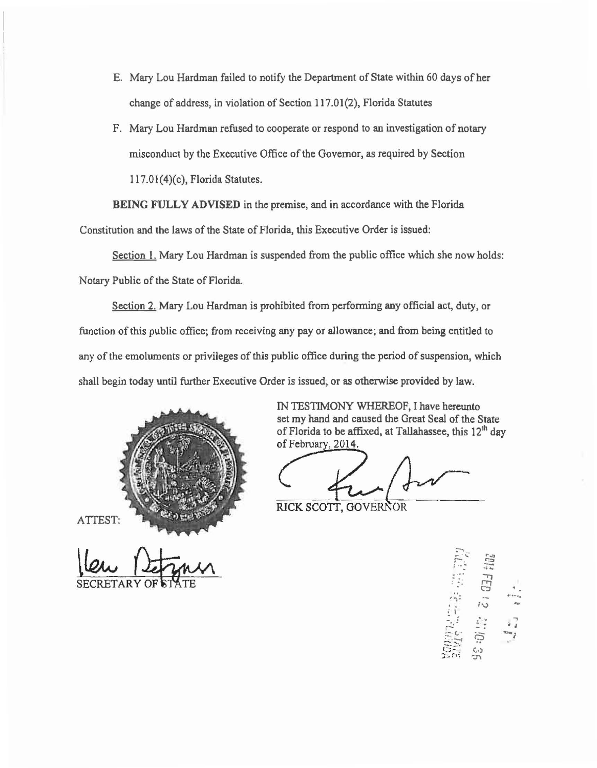E. Mary Lou Hardman failed to notify the Department of State within 60 days of her change of address, in violation of Section 117.01(2), Florida Statutes

F. Mary Lou Hardman refused to cooperate or respond to an investigation of notary misconduct by the Executive Office of the Governor, as required by Section 117.01(4)(c), Florida Statutes.

**BEING FULLY ADVISED** in the premise, and in accordance with the Florida Constitution and the laws of the State of Florida, this Executive Order is issued:

Section 1. Mary Lou Hardman is suspended from the public office which she now holds: Notary Public of the State of Florida.

Section 2. Mary Lou Hardman is prohibited from performing any official act, duty, or function of this public office; from receiving any pay or allowance; and from being entitled to any of the emoluments or privileges of this public office during the period of suspension, which shall begin today until further Executive Order is issued, or as otherwise provided by law.

IN TESTIMONY WHEREOF, I have hereunto set my hand and caused the Great Seal of the State of Florida to be affixed, at Tallahassee, this 12th day of February, 2014.

RICK SCOTT, GOVERNOR

ATTEST:

SECRETARY OF STATE

2014 FEB 12 AM 10:36

FILED
SECRETARY OF STATE
FLORIDA